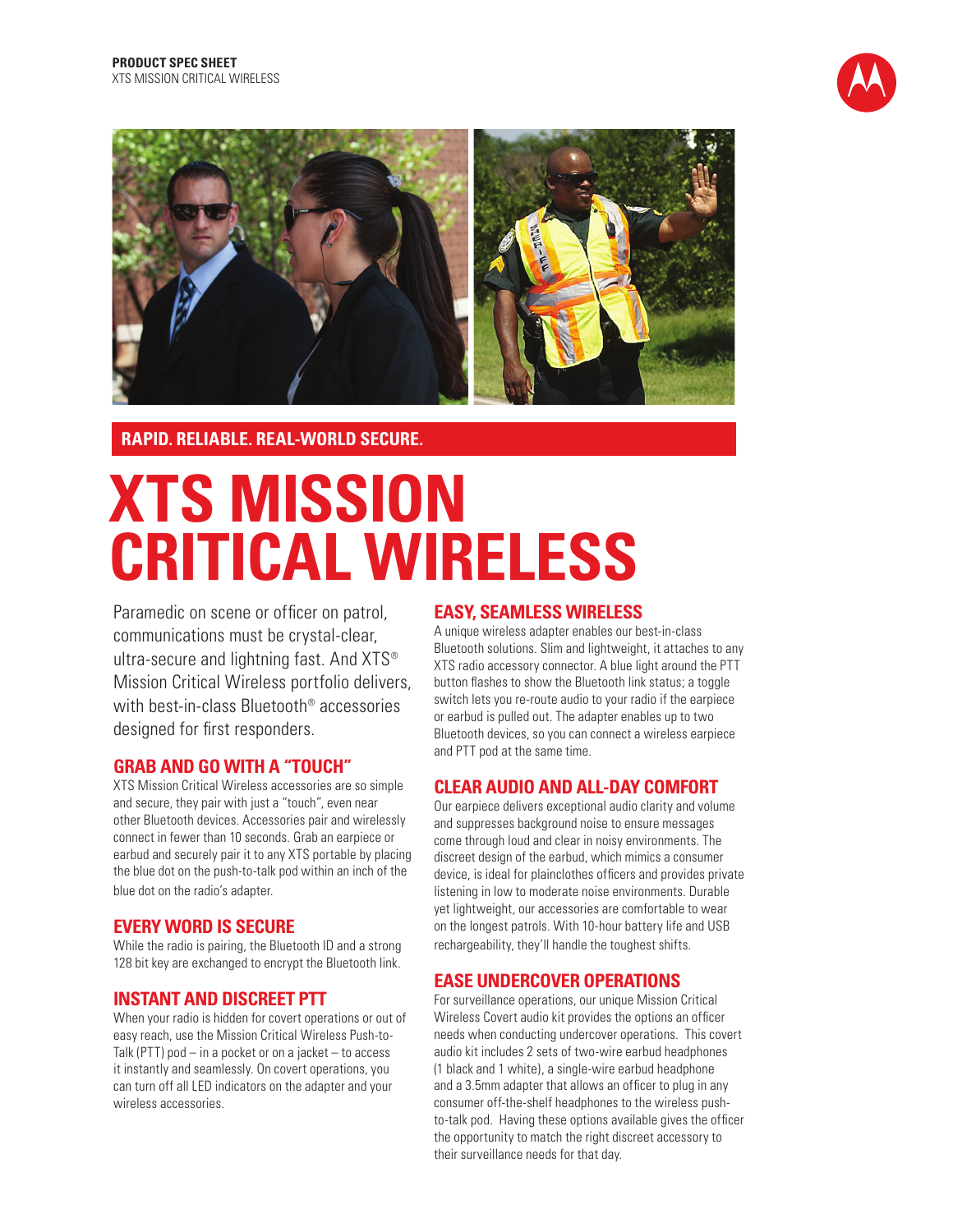**PRODUCT SPEC SHEET**
XTS MISSION CRITICAL WIRELESS

**RAPID. RELIABLE. REAL-WORLD SECURE.**

# XTS MISSION CRITICAL WIRELESS

Paramedic on scene or officer on patrol, communications must be crystal-clear, ultra-secure and lightning fast. And XTS® Mission Critical Wireless portfolio delivers, with best-in-class Bluetooth® accessories designed for first responders.

## GRAB AND GO WITH A "TOUCH"

XTS Mission Critical Wireless accessories are so simple and secure, they pair with just a "touch", even near other Bluetooth devices. Accessories pair and wirelessly connect in fewer than 10 seconds. Grab an earpiece or earbud and securely pair it to any XTS portable by placing the blue dot on the push-to-talk pod within an inch of the blue dot on the radio's adapter.

## EVERY WORD IS SECURE

While the radio is pairing, the Bluetooth ID and a strong 128 bit key are exchanged to encrypt the Bluetooth link.

## INSTANT AND DISCREET PTT

When your radio is hidden for covert operations or out of easy reach, use the Mission Critical Wireless Push-to-Talk (PTT) pod – in a pocket or on a jacket – to access it instantly and seamlessly. On covert operations, you can turn off all LED indicators on the adapter and your wireless accessories.

## EASY, SEAMLESS WIRELESS

A unique wireless adapter enables our best-in-class Bluetooth solutions. Slim and lightweight, it attaches to any XTS radio accessory connector. A blue light around the PTT button flashes to show the Bluetooth link status; a toggle switch lets you re-route audio to your radio if the earpiece or earbud is pulled out. The adapter enables up to two Bluetooth devices, so you can connect a wireless earpiece and PTT pod at the same time.

## CLEAR AUDIO AND ALL-DAY COMFORT

Our earpiece delivers exceptional audio clarity and volume and suppresses background noise to ensure messages come through loud and clear in noisy environments. The discreet design of the earbud, which mimics a consumer device, is ideal for plainclothes officers and provides private listening in low to moderate noise environments. Durable yet lightweight, our accessories are comfortable to wear on the longest patrols. With 10-hour battery life and USB rechargeability, they'll handle the toughest shifts.

## EASE UNDERCOVER OPERATIONS

For surveillance operations, our unique Mission Critical Wireless Covert audio kit provides the options an officer needs when conducting undercover operations. This covert audio kit includes 2 sets of two-wire earbud headphones (1 black and 1 white), a single-wire earbud headphone and a 3.5mm adapter that allows an officer to plug in any consumer off-the-shelf headphones to the wireless push-to-talk pod. Having these options available gives the officer the opportunity to match the right discreet accessory to their surveillance needs for that day.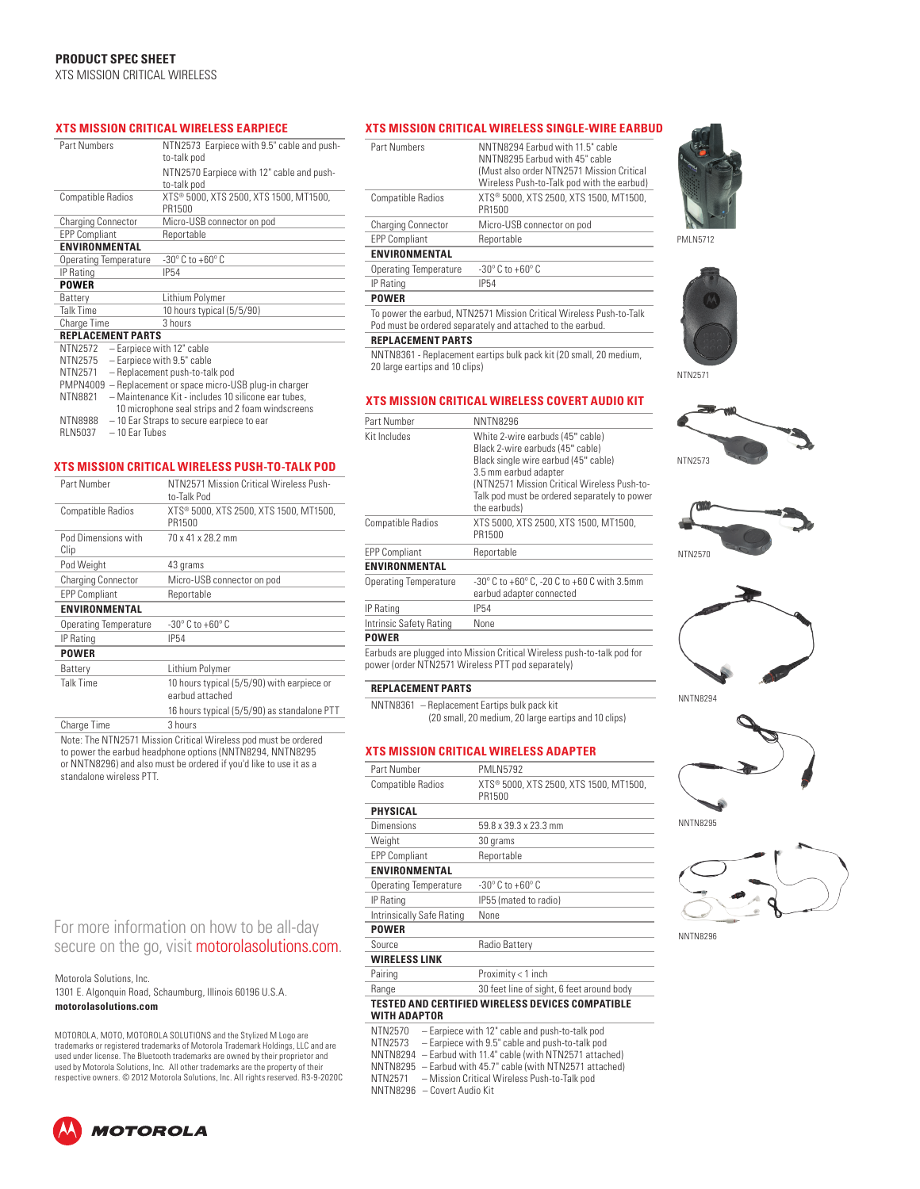## XTS MISSION CRITICAL WIRELESS EARPIECE

| | |
|---|---|
| Part Numbers | NTN2573 Earpiece with 9.5" cable and push-to-talk pod<br>NTN2570 Earpiece with 12" cable and push-to-talk pod |
| Compatible Radios | XTS® 5000, XTS 2500, XTS 1500, MT1500, PR1500 |
| Charging Connector | Micro-USB connector on pod |
| EPP Compliant | Reportable |
| **ENVIRONMENTAL** | |
| Operating Temperature | -30° C to +60° C |
| IP Rating | IP54 |
| **POWER** | |
| Battery | Lithium Polymer |
| Talk Time | 10 hours typical (5/5/90) |
| Charge Time | 3 hours |
| **REPLACEMENT PARTS** | |

NTN2572 – Earpiece with 12" cable
NTN2575 – Earpiece with 9.5" cable
NTN2571 – Replacement push-to-talk pod
PMPN4009 – Replacement or space micro-USB plug-in charger
NTN8821 – Maintenance Kit - includes 10 silicone ear tubes, 10 microphone seal strips and 2 foam windscreens
NTN8988 – 10 Ear Straps to secure earpiece to ear
RLN5037 – 10 Ear Tubes

## XTS MISSION CRITICAL WIRELESS PUSH-TO-TALK POD

| | |
|---|---|
| Part Number | NTN2571 Mission Critical Wireless Push-to-Talk Pod |
| Compatible Radios | XTS® 5000, XTS 2500, XTS 1500, MT1500, PR1500 |
| Pod Dimensions with Clip | 70 x 41 x 28.2 mm |
| Pod Weight | 43 grams |
| Charging Connector | Micro-USB connector on pod |
| EPP Compliant | Reportable |
| **ENVIRONMENTAL** | |
| Operating Temperature | -30° C to +60° C |
| IP Rating | IP54 |
| **POWER** | |
| Battery | Lithium Polymer |
| Talk Time | 10 hours typical (5/5/90) with earpiece or earbud attached<br>16 hours typical (5/5/90) as standalone PTT |
| Charge Time | 3 hours |

Note: The NTN2571 Mission Critical Wireless pod must be ordered to power the earbud headphone options (NNTN8294, NNTN8295 or NNTN8296) and also must be ordered if you'd like to use it as a standalone wireless PTT.

## XTS MISSION CRITICAL WIRELESS SINGLE-WIRE EARBUD

| | |
|---|---|
| Part Numbers | NNTN8294 Earbud with 11.5" cable<br>NNTN8295 Earbud with 45" cable<br>(Must also order NTN2571 Mission Critical Wireless Push-to-Talk pod with the earbud) |
| Compatible Radios | XTS® 5000, XTS 2500, XTS 1500, MT1500, PR1500 |
| Charging Connector | Micro-USB connector on pod |
| EPP Compliant | Reportable |
| **ENVIRONMENTAL** | |
| Operating Temperature | -30° C to +60° C |
| IP Rating | IP54 |
| **POWER** | |

To power the earbud, NTN2571 Mission Critical Wireless Push-to-Talk Pod must be ordered separately and attached to the earbud.

**REPLACEMENT PARTS**

NNTN8361 - Replacement eartips bulk pack kit (20 small, 20 medium, 20 large eartips and 10 clips)

## XTS MISSION CRITICAL WIRELESS COVERT AUDIO KIT

| | |
|---|---|
| Part Number | NNTN8296 |
| Kit Includes | White 2-wire earbuds (45" cable)<br>Black 2-wire earbuds (45" cable)<br>Black single wire earbud (45" cable)<br>3.5 mm earbud adapter<br>(NTN2571 Mission Critical Wireless Push-to-Talk pod must be ordered separately to power the earbuds) |
| Compatible Radios | XTS 5000, XTS 2500, XTS 1500, MT1500, PR1500 |
| EPP Compliant | Reportable |
| **ENVIRONMENTAL** | |
| Operating Temperature | -30° C to +60° C, -20 C to +60 C with 3.5mm earbud adapter connected |
| IP Rating | IP54 |
| Intrinsic Safety Rating | None |
| **POWER** | |

Earbuds are plugged into Mission Critical Wireless push-to-talk pod for power (order NTN2571 Wireless PTT pod separately)

**REPLACEMENT PARTS**

NNTN8361 – Replacement Eartips bulk pack kit (20 small, 20 medium, 20 large eartips and 10 clips)

## XTS MISSION CRITICAL WIRELESS ADAPTER

| | |
|---|---|
| Part Number | PMLN5792 |
| Compatible Radios | XTS® 5000, XTS 2500, XTS 1500, MT1500, PR1500 |
| **PHYSICAL** | |
| Dimensions | 59.8 x 39.3 x 23.3 mm |
| Weight | 30 grams |
| EPP Compliant | Reportable |
| **ENVIRONMENTAL** | |
| Operating Temperature | -30° C to +60° C |
| IP Rating | IP55 (mated to radio) |
| Intrinsically Safe Rating | None |
| **POWER** | |
| Source | Radio Battery |
| **WIRELESS LINK** | |
| Pairing | Proximity < 1 inch |
| Range | 30 feet line of sight, 6 feet around body |

**TESTED AND CERTIFIED WIRELESS DEVICES COMPATIBLE WITH ADAPTER**

NTN2570 – Earpiece with 12" cable and push-to-talk pod
NTN2573 – Earpiece with 9.5" cable and push-to-talk pod
NNTN8294 – Earbud with 11.4" cable (with NTN2571 attached)
NNTN8295 – Earbud with 45.7" cable (with NTN2571 attached)
NTN2571 – Mission Critical Wireless Push-to-Talk pod
NNTN8296 – Covert Audio Kit

PMLN5712

NTN2571

NTN2573

NTN2570

NNTN8294

NNTN8295

NNTN8296

For more information on how to be all-day secure on the go, visit motorolasolutions.com.

Motorola Solutions, Inc.
1301 E. Algonquin Road, Schaumburg, Illinois 60196 U.S.A.
**motorolasolutions.com**

MOTOROLA, MOTO, MOTOROLA SOLUTIONS and the Stylized M Logo are trademarks or registered trademarks of Motorola Trademark Holdings, LLC and are used under license. The Bluetooth trademarks are owned by their proprietor and used by Motorola Solutions, Inc. All other trademarks are the property of their respective owners. © 2012 Motorola Solutions, Inc. All rights reserved. R3-9-2020C